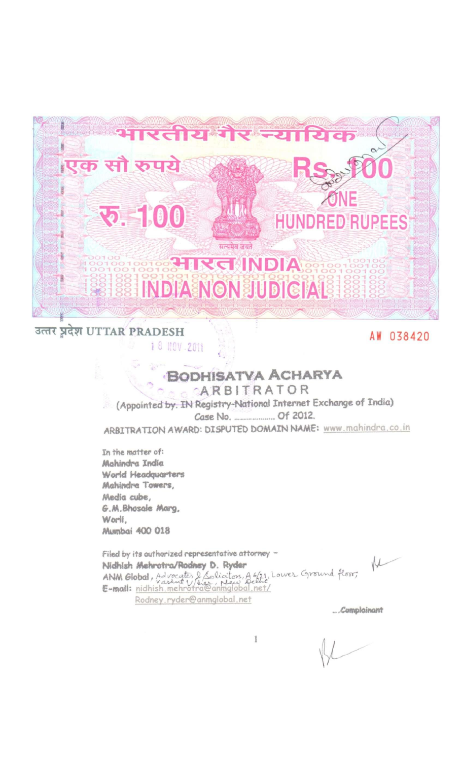भारतीय गैर न्यायिक

एक सौ रुपये

Rs. 100

ONE HUNDRED RUPEES

रु. 100

सत्यमेव जयते

भारत INDIA

INDIA NON JUDICIAL

उत्तर प्रदेश UTTAR PRADESH

AW 038420

18 NOV 2011

# BODHISATVA ACHARYA

## ARBITRATOR

(Appointed by: IN Registry-National Internet Exchange of India)

Case No. .................. Of 2012.

ARBITRATION AWARD: DISPUTED DOMAIN NAME: www.mahindra.co.in

In the matter of:

**Mahindra India**
**World Headquarters**
**Mahindra Towers,**
**Media cube,**
**G.M.Bhosale Marg,**
**Worli,**
**Mumbai 400 018**

Filed by its authorized representative attorney –
**Nidhish Mehrotra/Rodney D. Ryder**
ANM Global, Advocates & Solicitors, A 6/21, Lower Ground floor, Vasant Vihar, New Delhi
E-mail: nidhish.mehrotra@anmglobal.net/
Rodney.ryder@anmglobal.net

*...Complainant*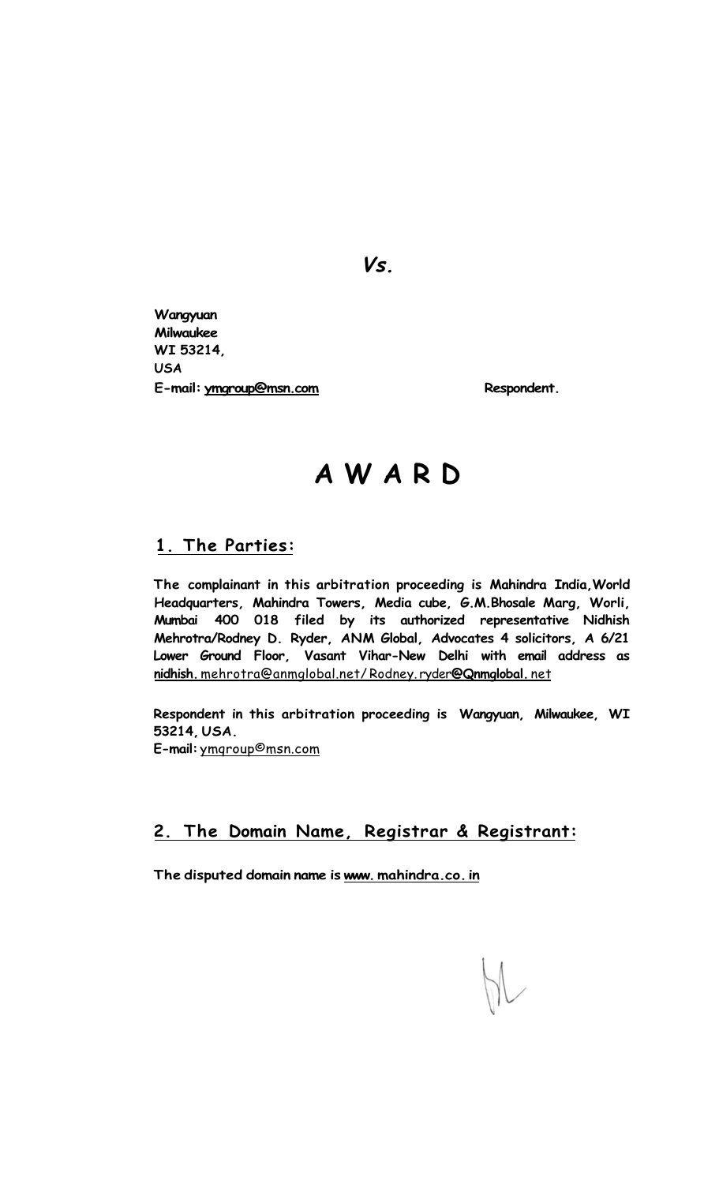*Vs.*

**Wangyuan**
**Milwaukee**
**WI 53214,**
**USA**
**E-mail: ymgroup@msn.com** **Respondent.**

# A W A R D

## 1. The Parties:

**The complainant in this arbitration proceeding is Mahindra India, World Headquarters, Mahindra Towers, Media cube, G.M.Bhosale Marg, Worli, Mumbai 400 018 filed by its authorized representative Nidhish Mehrotra/Rodney D. Ryder, ANM Global, Advocates 4 solicitors, A 6/21 Lower Ground Floor, Vasant Vihar-New Delhi with email address as nidhish.** mehrotra@anmglobal.net/ Rodney.ryder**@Qnmglobal.** net

**Respondent in this arbitration proceeding is Wangyuan, Milwaukee, WI 53214, USA.**
**E-mail:** ymqroup©msn.com

## 2. The Domain Name, Registrar & Registrant:

**The disputed domain name is www. mahindra.co. in**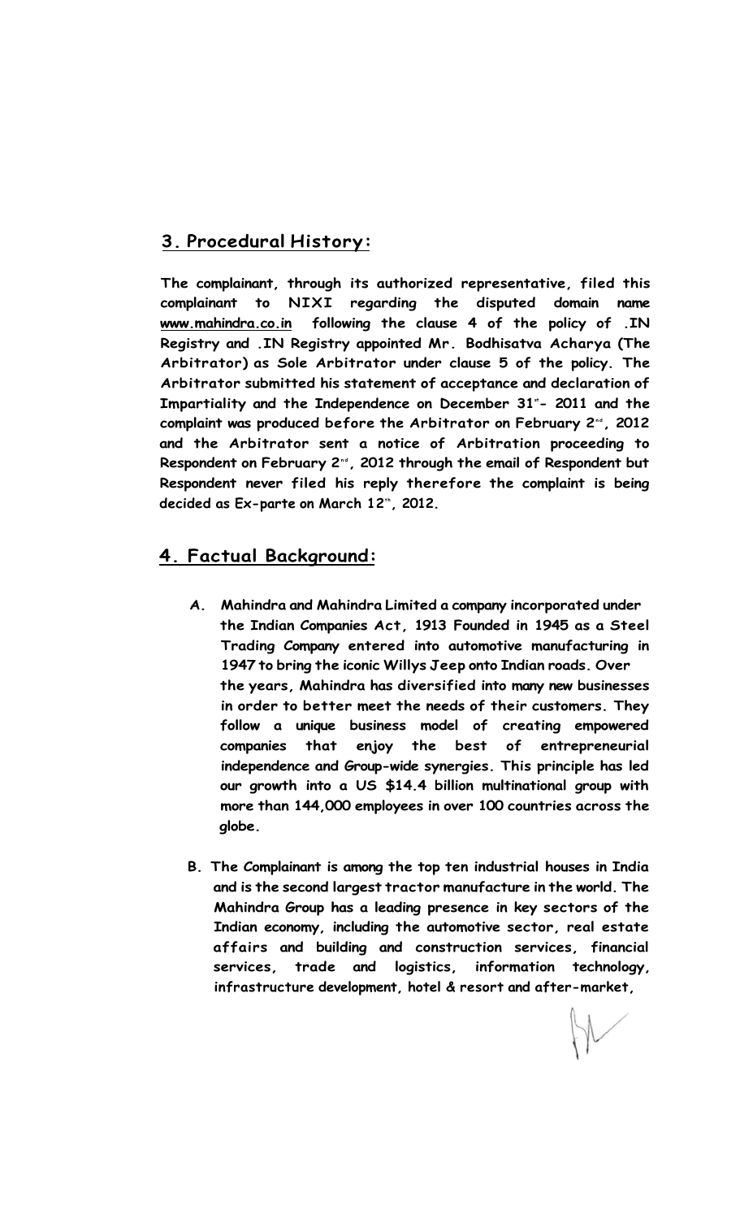## 3. Procedural History:

**The complainant, through its authorized representative, filed this complainant to NIXI regarding the disputed domain name www.mahindra.co.in following the clause 4 of the policy of .IN Registry and .IN Registry appointed Mr. Bodhisatva Acharya (The Arbitrator) as Sole Arbitrator under clause 5 of the policy. The Arbitrator submitted his statement of acceptance and declaration of Impartiality and the Independence on December 31st- 2011 and the complaint was produced before the Arbitrator on February 2nd, 2012 and the Arbitrator sent a notice of Arbitration proceeding to Respondent on February 2nd, 2012 through the email of Respondent but Respondent never filed his reply therefore the complaint is being decided as Ex-parte on March 12th, 2012.**

## 4. Factual Background:

**A. Mahindra and Mahindra Limited a company incorporated under the Indian Companies Act, 1913 Founded in 1945 as a Steel Trading Company entered into automotive manufacturing in 1947 to bring the iconic Willys Jeep onto Indian roads. Over the years, Mahindra has diversified into many new businesses in order to better meet the needs of their customers. They follow a unique business model of creating empowered companies that enjoy the best of entrepreneurial independence and Group-wide synergies. This principle has led our growth into a US $14.4 billion multinational group with more than 144,000 employees in over 100 countries across the globe.**

**B. The Complainant is among the top ten industrial houses in India and is the second largest tractor manufacture in the world. The Mahindra Group has a leading presence in key sectors of the Indian economy, including the automotive sector, real estate affairs and building and construction services, financial services, trade and logistics, information technology, infrastructure development, hotel & resort and after-market,**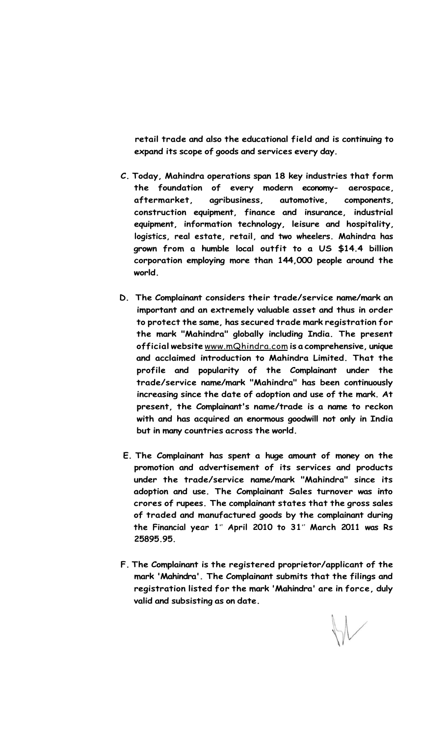retail trade and also the educational field and is continuing to expand its scope of goods and services every day.

C. Today, Mahindra operations span 18 key industries that form the foundation of every modern economy- aerospace, aftermarket, agribusiness, automotive, components, construction equipment, finance and insurance, industrial equipment, information technology, leisure and hospitality, logistics, real estate, retail, and two wheelers. Mahindra has grown from a humble local outfit to a US $14.4 billion corporation employing more than 144,000 people around the world.

D. The Complainant considers their trade/service name/mark an important and an extremely valuable asset and thus in order to protect the same, has secured trade mark registration for the mark "Mahindra" globally including India. The present official website www.mQhindra.com is a comprehensive, unique and acclaimed introduction to Mahindra Limited. That the profile and popularity of the Complainant under the trade/service name/mark "Mahindra" has been continuously increasing since the date of adoption and use of the mark. At present, the Complainant's name/trade is a name to reckon with and has acquired an enormous goodwill not only in India but in many countries across the world.

E. The Complainant has spent a huge amount of money on the promotion and advertisement of its services and products under the trade/service name/mark "Mahindra" since its adoption and use. The Complainant Sales turnover was into crores of rupees. The complainant states that the gross sales of traded and manufactured goods by the complainant during the Financial year 1st April 2010 to 31st March 2011 was Rs 25895.95.

F. The Complainant is the registered proprietor/applicant of the mark 'Mahindra'. The Complainant submits that the filings and registration listed for the mark 'Mahindra' are in force, duly valid and subsisting as on date.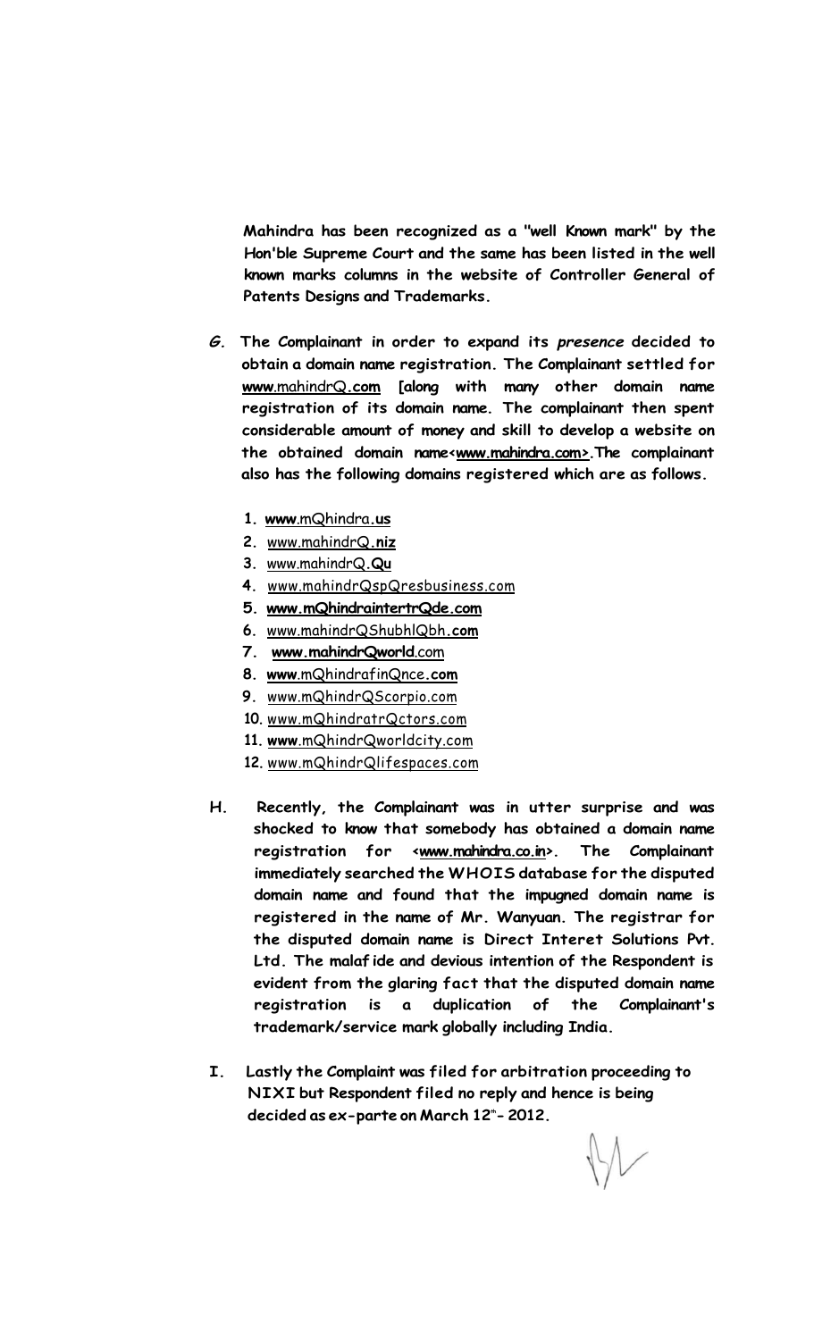**Mahindra has been recognized as a "well Known mark" by the Hon'ble Supreme Court and the same has been listed in the well known marks columns in the website of Controller General of Patents Designs and Trademarks.**

*G.* **The Complainant in order to expand its *presence* decided to obtain a domain name registration. The Complainant settled for www.mahindrQ.com [along with many other domain name registration of its domain name. The complainant then spent considerable amount of money and skill to develop a website on the obtained domain name<www.mahindra.com>.The complainant also has the following domains registered which are as follows.**

1. www.mQhindra.us
2. www.mahindrQ.niz
3. www.mahindrQ.Qu
4. www.mahindrQspQresbusiness.com
5. www.mQhindraintertrQde.com
6. www.mahindrQShubhlQbh.com
7. www.mahindrQworld.com
8. www.mQhindrafinQnce.com
9. www.mQhindrQScorpio.com
10. www.mQhindratrQctors.com
11. www.mQhindrQworldcity.com
12. www.mQhindrQlifespaces.com

**H. Recently, the Complainant was in utter surprise and was shocked to know that somebody has obtained a domain name registration for <www.mahindra.co.in>. The Complainant immediately searched the WHOIS database for the disputed domain name and found that the impugned domain name is registered in the name of Mr. Wanyuan. The registrar for the disputed domain name is Direct Interet Solutions Pvt. Ltd. The malaf ide and devious intention of the Respondent is evident from the glaring fact that the disputed domain name registration is a duplication of the Complainant's trademark/service mark globally including India.**

**I. Lastly the Complaint was filed for arbitration proceeding to NIXI but Respondent filed no reply and hence is being decided as ex-parte on March 12th- 2012.**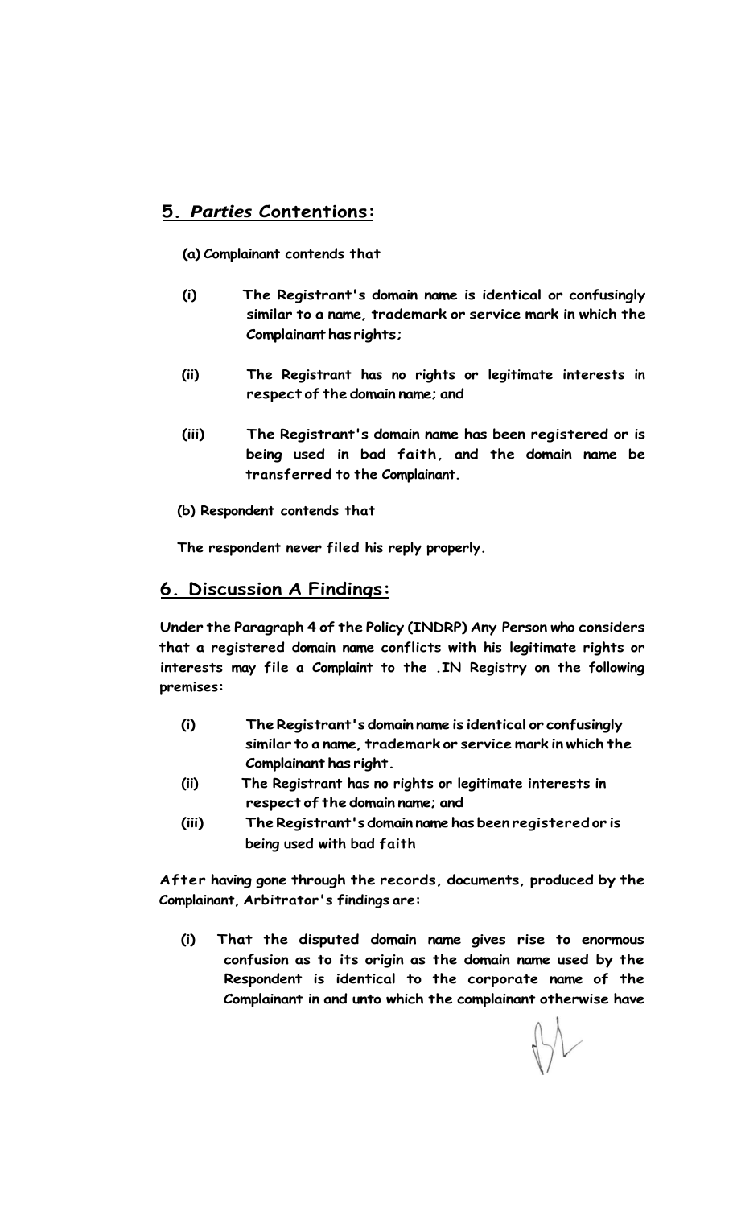## 5. *Parties* Contentions:

**(a) Complainant contends that**

**(i)** The Registrant's domain name is identical or confusingly similar to a name, trademark or service mark in which the Complainant has rights;

**(ii)** The Registrant has no rights or legitimate interests in respect of the domain name; and

**(iii)** The Registrant's domain name has been registered or is being used in bad faith, and the domain name be transferred to the Complainant.

**(b) Respondent contends that**

The respondent never filed his reply properly.

## 6. Discussion A Findings:

Under the Paragraph 4 of the Policy (INDRP) Any Person who considers that a registered domain name conflicts with his legitimate rights or interests may file a Complaint to the .IN Registry on the following premises:

**(i)** The Registrant's domain name is identical or confusingly similar to a name, trademark or service mark in which the Complainant has right.

**(ii)** The Registrant has no rights or legitimate interests in respect of the domain name; and

**(iii)** The Registrant's domain name has been registered or is being used with bad faith

After having gone through the records, documents, produced by the Complainant, Arbitrator's findings are:

**(i)** That the disputed domain name gives rise to enormous confusion as to its origin as the domain name used by the Respondent is identical to the corporate name of the Complainant in and unto which the complainant otherwise have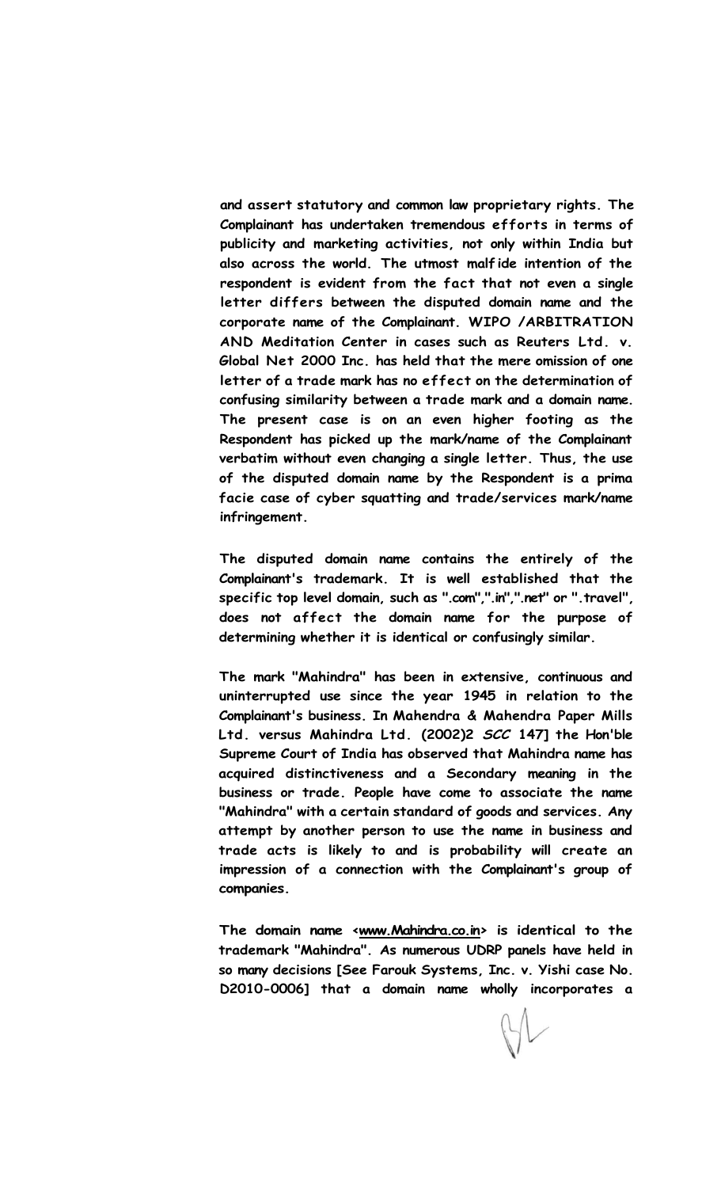**and assert statutory and common law proprietary rights. The Complainant has undertaken tremendous efforts in terms of publicity and marketing activities, not only within India but also across the world. The utmost malfide intention of the respondent is evident from the fact that not even a single letter differs between the disputed domain name and the corporate name of the Complainant. WIPO /ARBITRATION AND Meditation Center in cases such as Reuters Ltd. v. Global Net 2000 Inc. has held that the mere omission of one letter of a trade mark has no effect on the determination of confusing similarity between a trade mark and a domain name. The present case is on an even higher footing as the Respondent has picked up the mark/name of the Complainant verbatim without even changing a single letter. Thus, the use of the disputed domain name by the Respondent is a prima facie case of cyber squatting and trade/services mark/name infringement.**

**The disputed domain name contains the entirely of the Complainant's trademark. It is well established that the specific top level domain, such as ".com",".in",".net" or ".travel", does not affect the domain name for the purpose of determining whether it is identical or confusingly similar.**

**The mark "Mahindra" has been in extensive, continuous and uninterrupted use since the year 1945 in relation to the Complainant's business. In Mahendra & Mahendra Paper Mills Ltd. versus Mahindra Ltd. (2002)2 *SCC* 147] the Hon'ble Supreme Court of India has observed that Mahindra name has acquired distinctiveness and a Secondary meaning in the business or trade. People have come to associate the name "Mahindra" with a certain standard of goods and services. Any attempt by another person to use the name in business and trade acts is likely to and is probability will create an impression of a connection with the Complainant's group of companies.**

**The domain name <www.Mahindra.co.in> is identical to the trademark "Mahindra". As numerous UDRP panels have held in so many decisions [See Farouk Systems, Inc. v. Yishi case No. D2010-0006] that a domain name wholly incorporates a**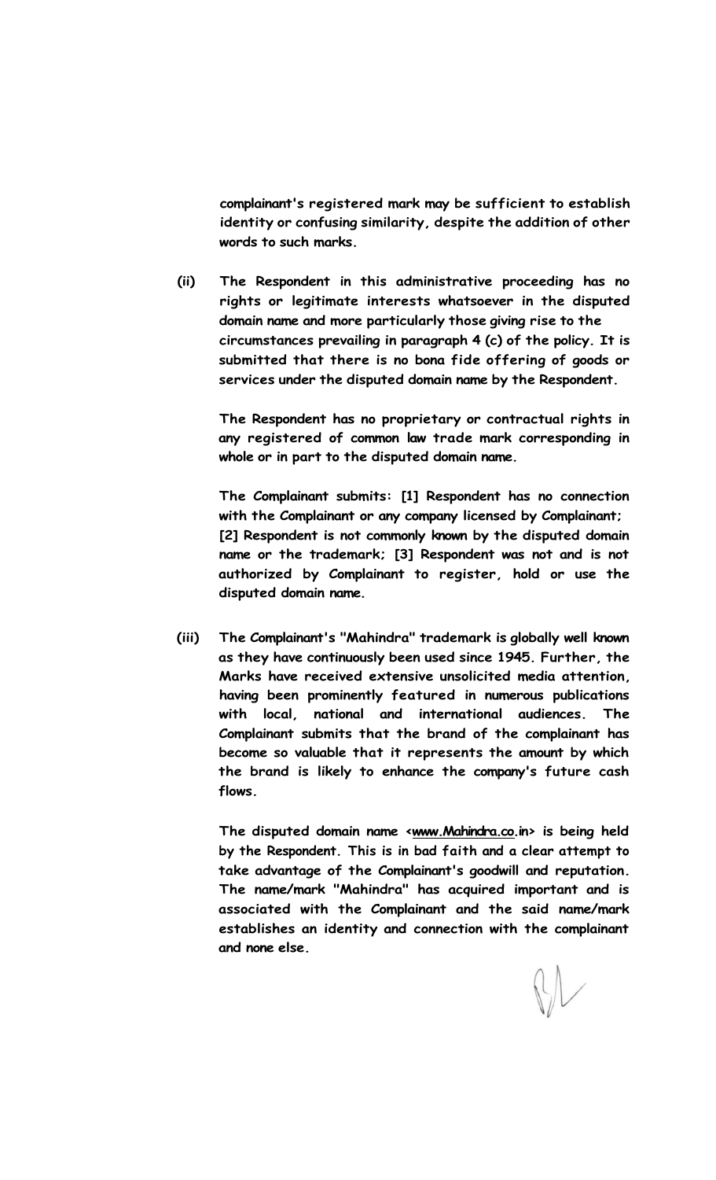complainant's registered mark may be sufficient to establish identity or confusing similarity, despite the addition of other words to such marks.

(ii) The Respondent in this administrative proceeding has no rights or legitimate interests whatsoever in the disputed domain name and more particularly those giving rise to the circumstances prevailing in paragraph 4 (c) of the policy. It is submitted that there is no bona fide offering of goods or services under the disputed domain name by the Respondent.

The Respondent has no proprietary or contractual rights in any registered of common law trade mark corresponding in whole or in part to the disputed domain name.

The Complainant submits: [1] Respondent has no connection with the Complainant or any company licensed by Complainant; [2] Respondent is not commonly known by the disputed domain name or the trademark; [3] Respondent was not and is not authorized by Complainant to register, hold or use the disputed domain name.

(iii) The Complainant's "Mahindra" trademark is globally well known as they have continuously been used since 1945. Further, the Marks have received extensive unsolicited media attention, having been prominently featured in numerous publications with local, national and international audiences. The Complainant submits that the brand of the complainant has become so valuable that it represents the amount by which the brand is likely to enhance the company's future cash flows.

The disputed domain name <www.Mahindra.co.in> is being held by the Respondent. This is in bad faith and a clear attempt to take advantage of the Complainant's goodwill and reputation. The name/mark "Mahindra" has acquired important and is associated with the Complainant and the said name/mark establishes an identity and connection with the complainant and none else.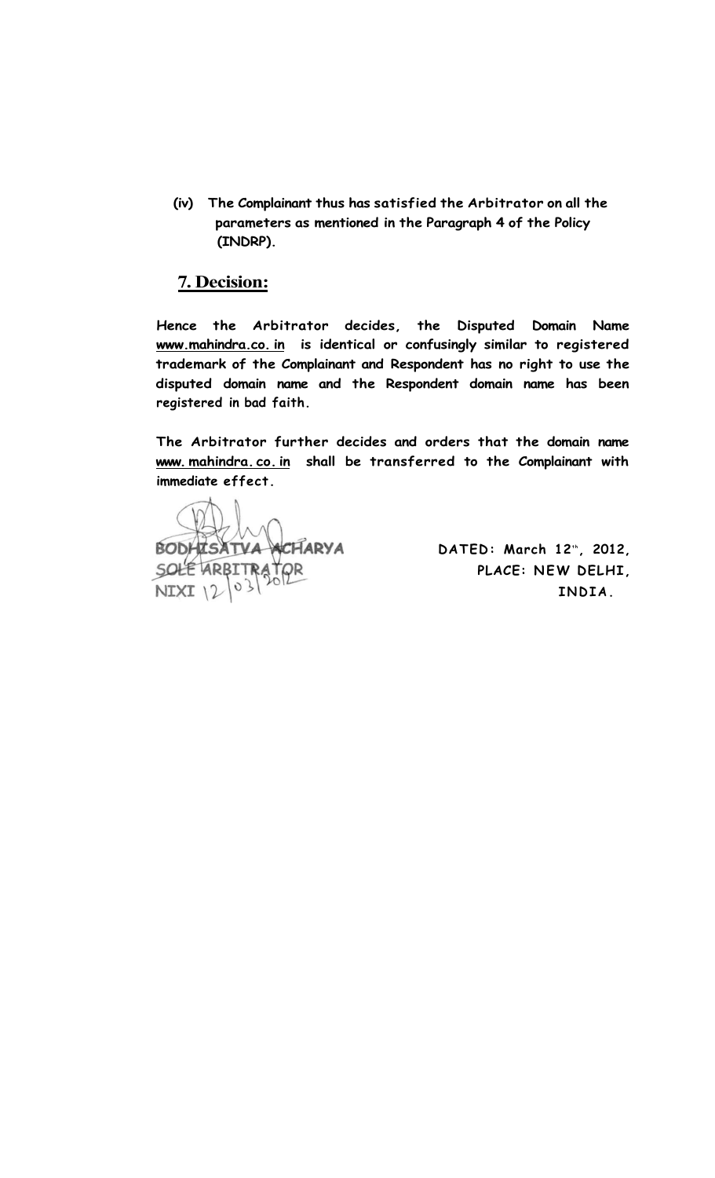**(iv) The Complainant thus has satisfied the Arbitrator on all the parameters as mentioned in the Paragraph 4 of the Policy (INDRP).**

## 7. Decision:

**Hence the Arbitrator decides, the Disputed Domain Name www.mahindra.co.in is identical or confusingly similar to registered trademark of the Complainant and Respondent has no right to use the disputed domain name and the Respondent domain name has been registered in bad faith.**

**The Arbitrator further decides and orders that the domain name www.mahindra.co.in shall be transferred to the Complainant with immediate effect.**

BODHISATVA ACHARYA
SOLE ARBITRATOR
NIXI 12/03/2012

DATED: March 12th, 2012,
PLACE: NEW DELHI,
INDIA.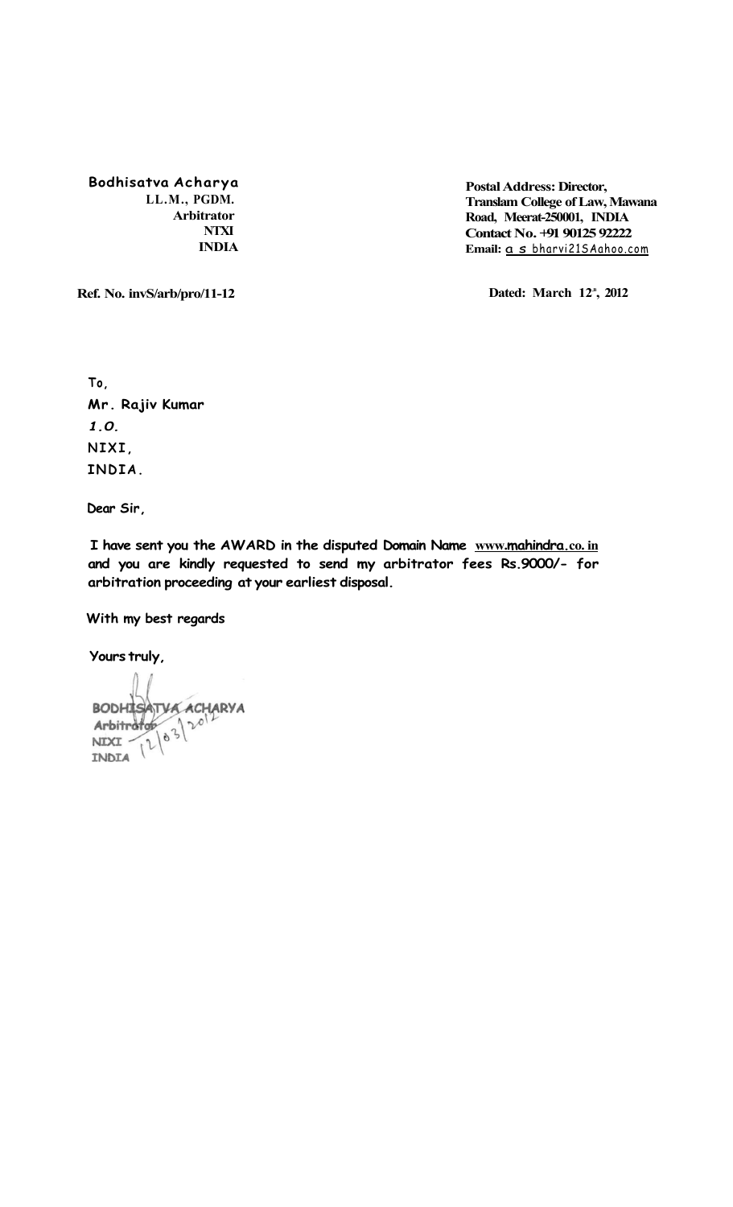**Bodhisatva Acharya**
**LL.M., PGDM.**
**Arbitrator**
**NTXI**
**INDIA**

**Postal Address: Director,**
**Translam College of Law, Mawana Road, Meerat-250001, INDIA**
**Contact No. +91 90125 92222**
**Email:** a s bharvi21SAahoo.com

**Ref. No. invS/arb/pro/11-12**

**Dated: March 12", 2012**

To,
Mr. Rajiv Kumar
*1.O.*
NIXI,
INDIA.

Dear Sir,

I have sent you the AWARD in the disputed Domain Name www.mahindra.co.in and you are kindly requested to send my arbitrator fees Rs.9000/- for arbitration proceeding at your earliest disposal.

With my best regards

Yours truly,

BODHISATVA ACHARYA
Arbitrator
NIXI
INDIA
12/03/2012